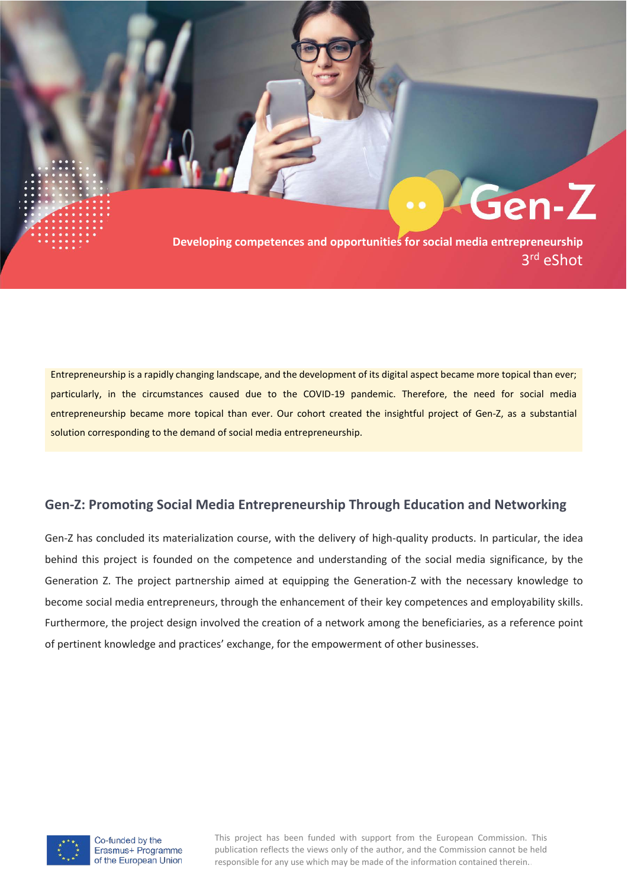# Gen-Z

**Developing competences and opportunities for social media entrepreneurship**

3rd eShot

Entrepreneurship is a rapidly changing landscape, and the development of its digital aspect became more topical than ever; particularly, in the circumstances caused due to the COVID-19 pandemic. Therefore, the need for social media entrepreneurship became more topical than ever. Our cohort created the insightful project of Gen-Z, as a substantial solution corresponding to the demand of social media entrepreneurship.

## Gen-Z: Promoting Social Media Entrepreneurship Through Education and Networking

Gen-Z has concluded its materialization course, with the delivery of high-quality products. In particular, the idea behind this project is founded on the competence and understanding of the social media significance, by the Generation Z. The project partnership aimed at equipping the Generation-Z with the necessary knowledge to become social media entrepreneurs, through the enhancement of their key competences and employability skills. Furthermore, the project design involved the creation of a network among the beneficiaries, as a reference point of pertinent knowledge and practices' exchange, for the empowerment of other businesses.

Co-funded by the Erasmus+ Programme of the European Union

This project has been funded with support from the European Commission. This publication reflects the views only of the author, and the Commission cannot be held responsible for any use which may be made of the information contained therein.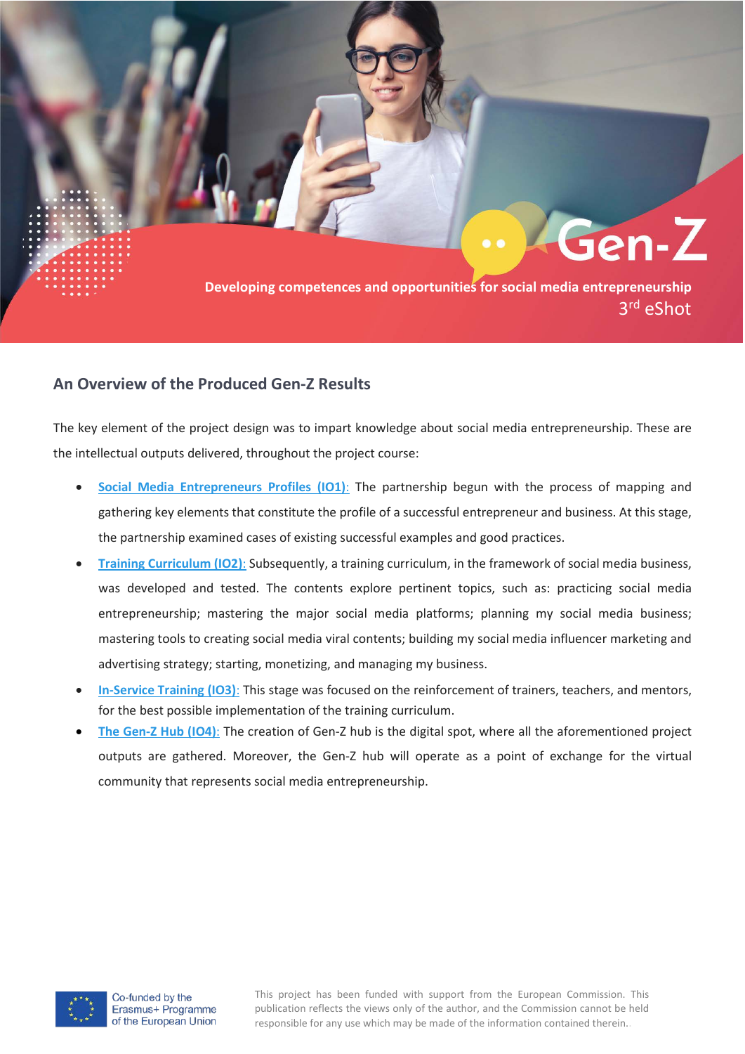Gen-Z

Developing competences and opportunities for social media entrepreneurship

3rd eShot

## An Overview of the Produced Gen-Z Results

The key element of the project design was to impart knowledge about social media entrepreneurship. These are the intellectual outputs delivered, throughout the project course:

- **Social Media Entrepreneurs Profiles (IO1):** The partnership begun with the process of mapping and gathering key elements that constitute the profile of a successful entrepreneur and business. At this stage, the partnership examined cases of existing successful examples and good practices.
- **Training Curriculum (IO2):** Subsequently, a training curriculum, in the framework of social media business, was developed and tested. The contents explore pertinent topics, such as: practicing social media entrepreneurship; mastering the major social media platforms; planning my social media business; mastering tools to creating social media viral contents; building my social media influencer marketing and advertising strategy; starting, monetizing, and managing my business.
- **In-Service Training (IO3):** This stage was focused on the reinforcement of trainers, teachers, and mentors, for the best possible implementation of the training curriculum.
- **The Gen-Z Hub (IO4):** The creation of Gen-Z hub is the digital spot, where all the aforementioned project outputs are gathered. Moreover, the Gen-Z hub will operate as a point of exchange for the virtual community that represents social media entrepreneurship.

Co-funded by the Erasmus+ Programme of the European Union

This project has been funded with support from the European Commission. This publication reflects the views only of the author, and the Commission cannot be held responsible for any use which may be made of the information contained therein.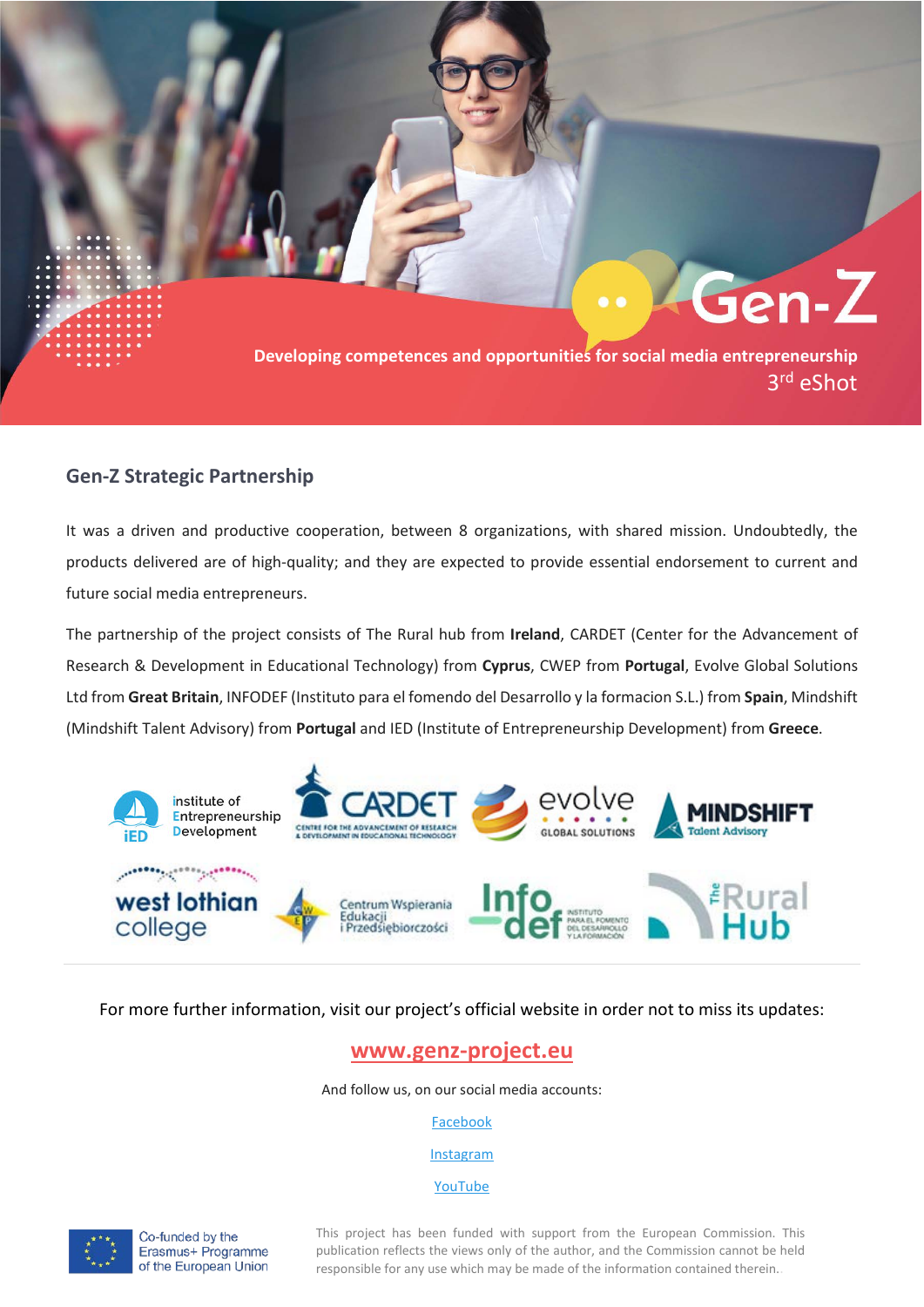Gen-Z

**Developing competences and opportunities for social media entrepreneurship**

3rd eShot

## Gen-Z Strategic Partnership

It was a driven and productive cooperation, between 8 organizations, with shared mission. Undoubtedly, the products delivered are of high-quality; and they are expected to provide essential endorsement to current and future social media entrepreneurs.

The partnership of the project consists of The Rural hub from **Ireland**, CARDET (Center for the Advancement of Research & Development in Educational Technology) from **Cyprus**, CWEP from **Portugal**, Evolve Global Solutions Ltd from **Great Britain**, INFODEF (Instituto para el fomendo del Desarrollo y la formacion S.L.) from **Spain**, Mindshift (Mindshift Talent Advisory) from **Portugal** and IED (Institute of Entrepreneurship Development) from **Greece**.

For more further information, visit our project's official website in order not to miss its updates:

**www.genz-project.eu**

And follow us, on our social media accounts:

Facebook

Instagram

YouTube

Co-funded by the Erasmus+ Programme of the European Union

This project has been funded with support from the European Commission. This publication reflects the views only of the author, and the Commission cannot be held responsible for any use which may be made of the information contained therein.